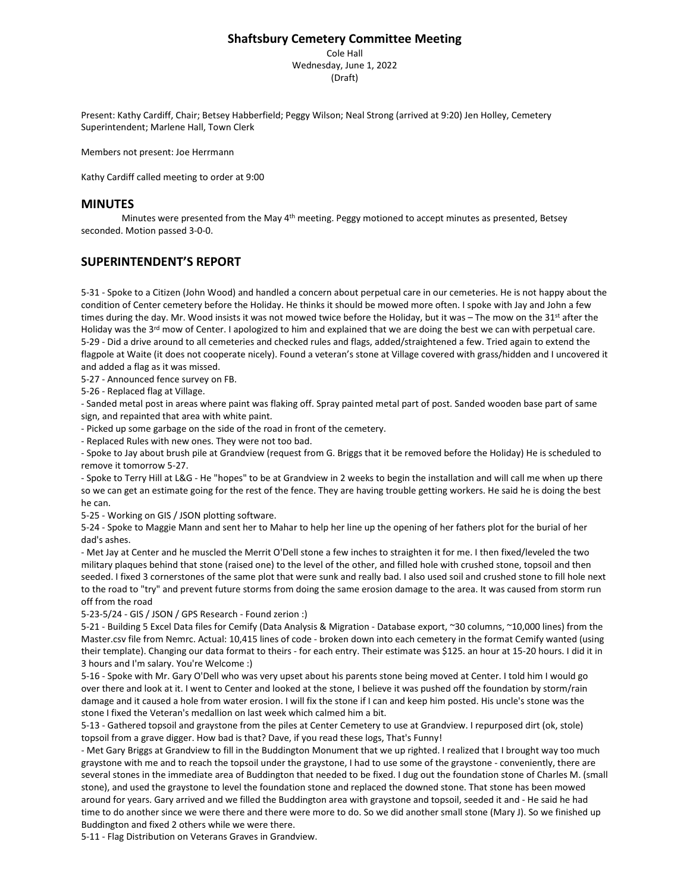# Shaftsbury Cemetery Committee Meeting

Cole Hall
Wednesday, June 1, 2022
(Draft)

Present: Kathy Cardiff, Chair; Betsey Habberfield; Peggy Wilson; Neal Strong (arrived at 9:20) Jen Holley, Cemetery Superintendent; Marlene Hall, Town Clerk

Members not present: Joe Herrmann

Kathy Cardiff called meeting to order at 9:00

## MINUTES

Minutes were presented from the May 4th meeting. Peggy motioned to accept minutes as presented, Betsey seconded. Motion passed 3-0-0.

## SUPERINTENDENT'S REPORT

5-31 - Spoke to a Citizen (John Wood) and handled a concern about perpetual care in our cemeteries. He is not happy about the condition of Center cemetery before the Holiday. He thinks it should be mowed more often. I spoke with Jay and John a few times during the day. Mr. Wood insists it was not mowed twice before the Holiday, but it was – The mow on the 31st after the Holiday was the 3rd mow of Center. I apologized to him and explained that we are doing the best we can with perpetual care.
5-29 - Did a drive around to all cemeteries and checked rules and flags, added/straightened a few. Tried again to extend the flagpole at Waite (it does not cooperate nicely). Found a veteran's stone at Village covered with grass/hidden and I uncovered it and added a flag as it was missed.
5-27 - Announced fence survey on FB.
5-26 - Replaced flag at Village.
- Sanded metal post in areas where paint was flaking off. Spray painted metal part of post. Sanded wooden base part of same sign, and repainted that area with white paint.
- Picked up some garbage on the side of the road in front of the cemetery.
- Replaced Rules with new ones. They were not too bad.
- Spoke to Jay about brush pile at Grandview (request from G. Briggs that it be removed before the Holiday) He is scheduled to remove it tomorrow 5-27.
- Spoke to Terry Hill at L&G - He "hopes" to be at Grandview in 2 weeks to begin the installation and will call me when up there so we can get an estimate going for the rest of the fence. They are having trouble getting workers. He said he is doing the best he can.
5-25 - Working on GIS / JSON plotting software.
5-24 - Spoke to Maggie Mann and sent her to Mahar to help her line up the opening of her fathers plot for the burial of her dad's ashes.
- Met Jay at Center and he muscled the Merrit O'Dell stone a few inches to straighten it for me. I then fixed/leveled the two military plaques behind that stone (raised one) to the level of the other, and filled hole with crushed stone, topsoil and then seeded. I fixed 3 cornerstones of the same plot that were sunk and really bad. I also used soil and crushed stone to fill hole next to the road to "try" and prevent future storms from doing the same erosion damage to the area. It was caused from storm run off from the road
5-23-5/24 - GIS / JSON / GPS Research - Found zerion :)
5-21 - Building 5 Excel Data files for Cemify (Data Analysis & Migration - Database export, ~30 columns, ~10,000 lines) from the Master.csv file from Nemrc. Actual: 10,415 lines of code - broken down into each cemetery in the format Cemify wanted (using their template). Changing our data format to theirs - for each entry. Their estimate was $125. an hour at 15-20 hours. I did it in 3 hours and I'm salary. You're Welcome :)
5-16 - Spoke with Mr. Gary O'Dell who was very upset about his parents stone being moved at Center. I told him I would go over there and look at it. I went to Center and looked at the stone, I believe it was pushed off the foundation by storm/rain damage and it caused a hole from water erosion. I will fix the stone if I can and keep him posted. His uncle's stone was the stone I fixed the Veteran's medallion on last week which calmed him a bit.
5-13 - Gathered topsoil and graystone from the piles at Center Cemetery to use at Grandview. I repurposed dirt (ok, stole) topsoil from a grave digger. How bad is that? Dave, if you read these logs, That's Funny!
- Met Gary Briggs at Grandview to fill in the Buddington Monument that we up righted. I realized that I brought way too much graystone with me and to reach the topsoil under the graystone, I had to use some of the graystone - conveniently, there are several stones in the immediate area of Buddington that needed to be fixed. I dug out the foundation stone of Charles M. (small stone), and used the graystone to level the foundation stone and replaced the downed stone. That stone has been mowed around for years. Gary arrived and we filled the Buddington area with graystone and topsoil, seeded it and - He said he had time to do another since we were there and there were more to do. So we did another small stone (Mary J). So we finished up Buddington and fixed 2 others while we were there.
5-11 - Flag Distribution on Veterans Graves in Grandview.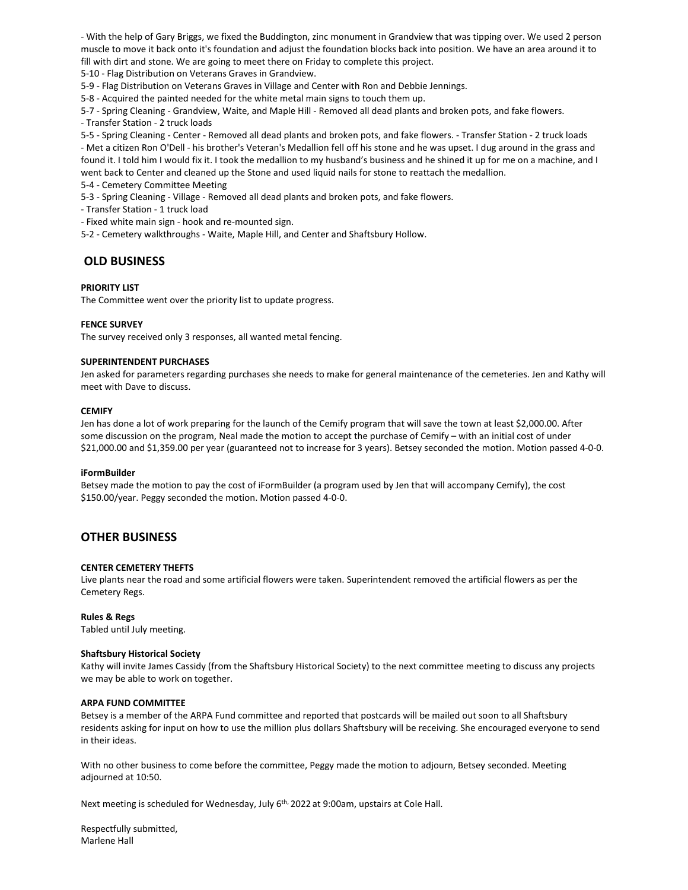- With the help of Gary Briggs, we fixed the Buddington, zinc monument in Grandview that was tipping over. We used 2 person muscle to move it back onto it's foundation and adjust the foundation blocks back into position. We have an area around it to fill with dirt and stone. We are going to meet there on Friday to complete this project.

5-10 - Flag Distribution on Veterans Graves in Grandview.

5-9 - Flag Distribution on Veterans Graves in Village and Center with Ron and Debbie Jennings.

5-8 - Acquired the painted needed for the white metal main signs to touch them up.

5-7 - Spring Cleaning - Grandview, Waite, and Maple Hill - Removed all dead plants and broken pots, and fake flowers.

- Transfer Station - 2 truck loads

5-5 - Spring Cleaning - Center - Removed all dead plants and broken pots, and fake flowers. - Transfer Station - 2 truck loads

- Met a citizen Ron O'Dell - his brother's Veteran's Medallion fell off his stone and he was upset. I dug around in the grass and found it. I told him I would fix it. I took the medallion to my husband's business and he shined it up for me on a machine, and I went back to Center and cleaned up the Stone and used liquid nails for stone to reattach the medallion.

5-4 - Cemetery Committee Meeting

5-3 - Spring Cleaning - Village - Removed all dead plants and broken pots, and fake flowers.

- Transfer Station - 1 truck load
- Fixed white main sign - hook and re-mounted sign.

5-2 - Cemetery walkthroughs - Waite, Maple Hill, and Center and Shaftsbury Hollow.

## OLD BUSINESS

**PRIORITY LIST**
The Committee went over the priority list to update progress.

**FENCE SURVEY**
The survey received only 3 responses, all wanted metal fencing.

**SUPERINTENDENT PURCHASES**
Jen asked for parameters regarding purchases she needs to make for general maintenance of the cemeteries. Jen and Kathy will meet with Dave to discuss.

**CEMIFY**
Jen has done a lot of work preparing for the launch of the Cemify program that will save the town at least $2,000.00. After some discussion on the program, Neal made the motion to accept the purchase of Cemify – with an initial cost of under $21,000.00 and $1,359.00 per year (guaranteed not to increase for 3 years). Betsey seconded the motion. Motion passed 4-0-0.

**iFormBuilder**
Betsey made the motion to pay the cost of iFormBuilder (a program used by Jen that will accompany Cemify), the cost $150.00/year. Peggy seconded the motion. Motion passed 4-0-0.

## OTHER BUSINESS

**CENTER CEMETERY THEFTS**
Live plants near the road and some artificial flowers were taken. Superintendent removed the artificial flowers as per the Cemetery Regs.

**Rules & Regs**
Tabled until July meeting.

**Shaftsbury Historical Society**
Kathy will invite James Cassidy (from the Shaftsbury Historical Society) to the next committee meeting to discuss any projects we may be able to work on together.

**ARPA FUND COMMITTEE**
Betsey is a member of the ARPA Fund committee and reported that postcards will be mailed out soon to all Shaftsbury residents asking for input on how to use the million plus dollars Shaftsbury will be receiving. She encouraged everyone to send in their ideas.

With no other business to come before the committee, Peggy made the motion to adjourn, Betsey seconded. Meeting adjourned at 10:50.

Next meeting is scheduled for Wednesday, July 6th, 2022 at 9:00am, upstairs at Cole Hall.

Respectfully submitted,
Marlene Hall